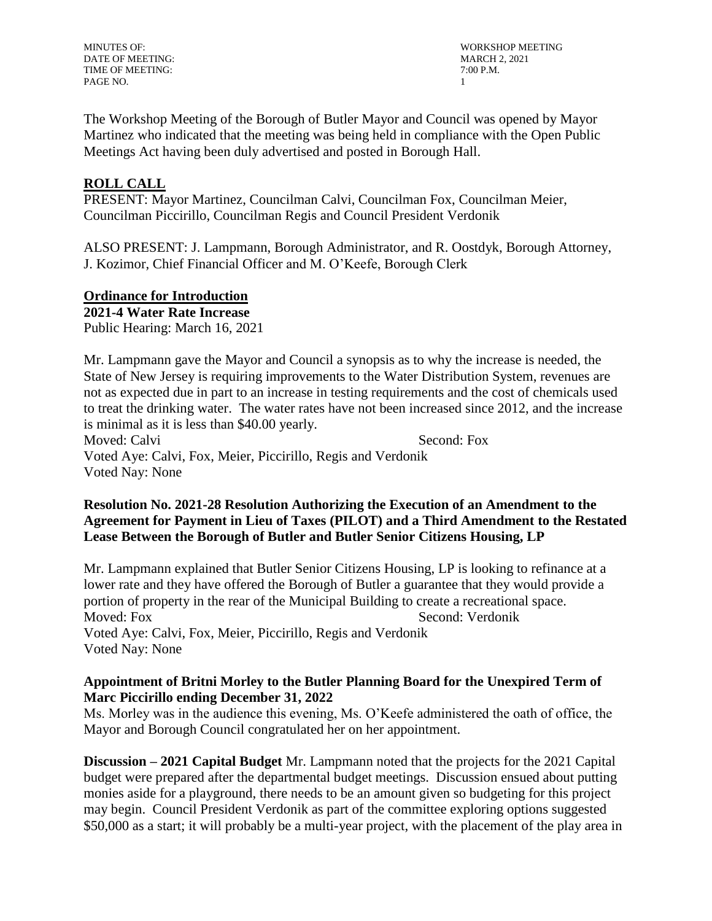MINUTES OF: WORKSHOP MEETING
DATE OF MEETING: MARCH 2, 2021
TIME OF MEETING: 7:00 P.M.

The Workshop Meeting of the Borough of Butler Mayor and Council was opened by Mayor Martinez who indicated that the meeting was being held in compliance with the Open Public Meetings Act having been duly advertised and posted in Borough Hall.

## ROLL CALL

PRESENT: Mayor Martinez, Councilman Calvi, Councilman Fox, Councilman Meier, Councilman Piccirillo, Councilman Regis and Council President Verdonik

ALSO PRESENT: J. Lampmann, Borough Administrator, and R. Oostdyk, Borough Attorney, J. Kozimor, Chief Financial Officer and M. O'Keefe, Borough Clerk

## Ordinance for Introduction

**2021-4 Water Rate Increase**
Public Hearing: March 16, 2021

Mr. Lampmann gave the Mayor and Council a synopsis as to why the increase is needed, the State of New Jersey is requiring improvements to the Water Distribution System, revenues are not as expected due in part to an increase in testing requirements and the cost of chemicals used to treat the drinking water. The water rates have not been increased since 2012, and the increase is minimal as it is less than $40.00 yearly.
Moved: Calvi Second: Fox
Voted Aye: Calvi, Fox, Meier, Piccirillo, Regis and Verdonik
Voted Nay: None

**Resolution No. 2021-28 Resolution Authorizing the Execution of an Amendment to the Agreement for Payment in Lieu of Taxes (PILOT) and a Third Amendment to the Restated Lease Between the Borough of Butler and Butler Senior Citizens Housing, LP**

Mr. Lampmann explained that Butler Senior Citizens Housing, LP is looking to refinance at a lower rate and they have offered the Borough of Butler a guarantee that they would provide a portion of property in the rear of the Municipal Building to create a recreational space.
Moved: Fox Second: Verdonik
Voted Aye: Calvi, Fox, Meier, Piccirillo, Regis and Verdonik
Voted Nay: None

**Appointment of Britni Morley to the Butler Planning Board for the Unexpired Term of Marc Piccirillo ending December 31, 2022**
Ms. Morley was in the audience this evening, Ms. O'Keefe administered the oath of office, the Mayor and Borough Council congratulated her on her appointment.

**Discussion – 2021 Capital Budget** Mr. Lampmann noted that the projects for the 2021 Capital budget were prepared after the departmental budget meetings. Discussion ensued about putting monies aside for a playground, there needs to be an amount given so budgeting for this project may begin. Council President Verdonik as part of the committee exploring options suggested $50,000 as a start; it will probably be a multi-year project, with the placement of the play area in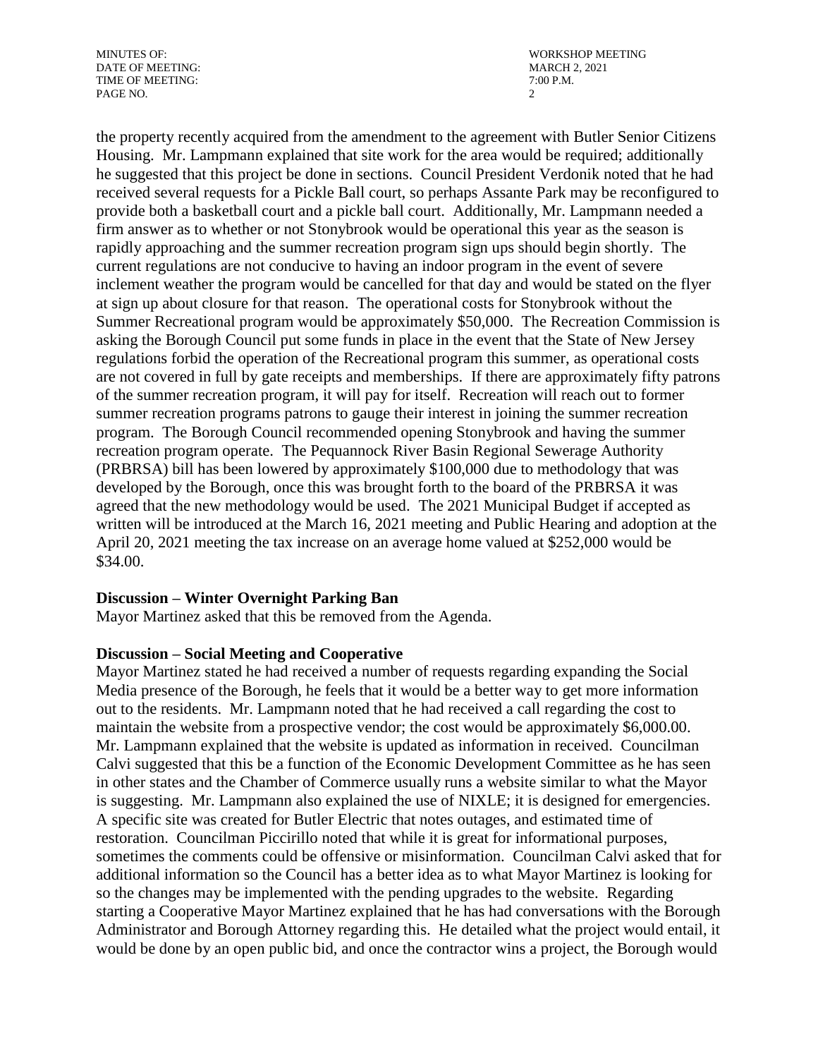the property recently acquired from the amendment to the agreement with Butler Senior Citizens Housing. Mr. Lampmann explained that site work for the area would be required; additionally he suggested that this project be done in sections. Council President Verdonik noted that he had received several requests for a Pickle Ball court, so perhaps Assante Park may be reconfigured to provide both a basketball court and a pickle ball court. Additionally, Mr. Lampmann needed a firm answer as to whether or not Stonybrook would be operational this year as the season is rapidly approaching and the summer recreation program sign ups should begin shortly. The current regulations are not conducive to having an indoor program in the event of severe inclement weather the program would be cancelled for that day and would be stated on the flyer at sign up about closure for that reason. The operational costs for Stonybrook without the Summer Recreational program would be approximately $50,000. The Recreation Commission is asking the Borough Council put some funds in place in the event that the State of New Jersey regulations forbid the operation of the Recreational program this summer, as operational costs are not covered in full by gate receipts and memberships. If there are approximately fifty patrons of the summer recreation program, it will pay for itself. Recreation will reach out to former summer recreation programs patrons to gauge their interest in joining the summer recreation program. The Borough Council recommended opening Stonybrook and having the summer recreation program operate. The Pequannock River Basin Regional Sewerage Authority (PRBRSA) bill has been lowered by approximately $100,000 due to methodology that was developed by the Borough, once this was brought forth to the board of the PRBRSA it was agreed that the new methodology would be used. The 2021 Municipal Budget if accepted as written will be introduced at the March 16, 2021 meeting and Public Hearing and adoption at the April 20, 2021 meeting the tax increase on an average home valued at $252,000 would be $34.00.

**Discussion – Winter Overnight Parking Ban**

Mayor Martinez asked that this be removed from the Agenda.

**Discussion – Social Meeting and Cooperative**

Mayor Martinez stated he had received a number of requests regarding expanding the Social Media presence of the Borough, he feels that it would be a better way to get more information out to the residents. Mr. Lampmann noted that he had received a call regarding the cost to maintain the website from a prospective vendor; the cost would be approximately $6,000.00. Mr. Lampmann explained that the website is updated as information in received. Councilman Calvi suggested that this be a function of the Economic Development Committee as he has seen in other states and the Chamber of Commerce usually runs a website similar to what the Mayor is suggesting. Mr. Lampmann also explained the use of NIXLE; it is designed for emergencies. A specific site was created for Butler Electric that notes outages, and estimated time of restoration. Councilman Piccirillo noted that while it is great for informational purposes, sometimes the comments could be offensive or misinformation. Councilman Calvi asked that for additional information so the Council has a better idea as to what Mayor Martinez is looking for so the changes may be implemented with the pending upgrades to the website. Regarding starting a Cooperative Mayor Martinez explained that he has had conversations with the Borough Administrator and Borough Attorney regarding this. He detailed what the project would entail, it would be done by an open public bid, and once the contractor wins a project, the Borough would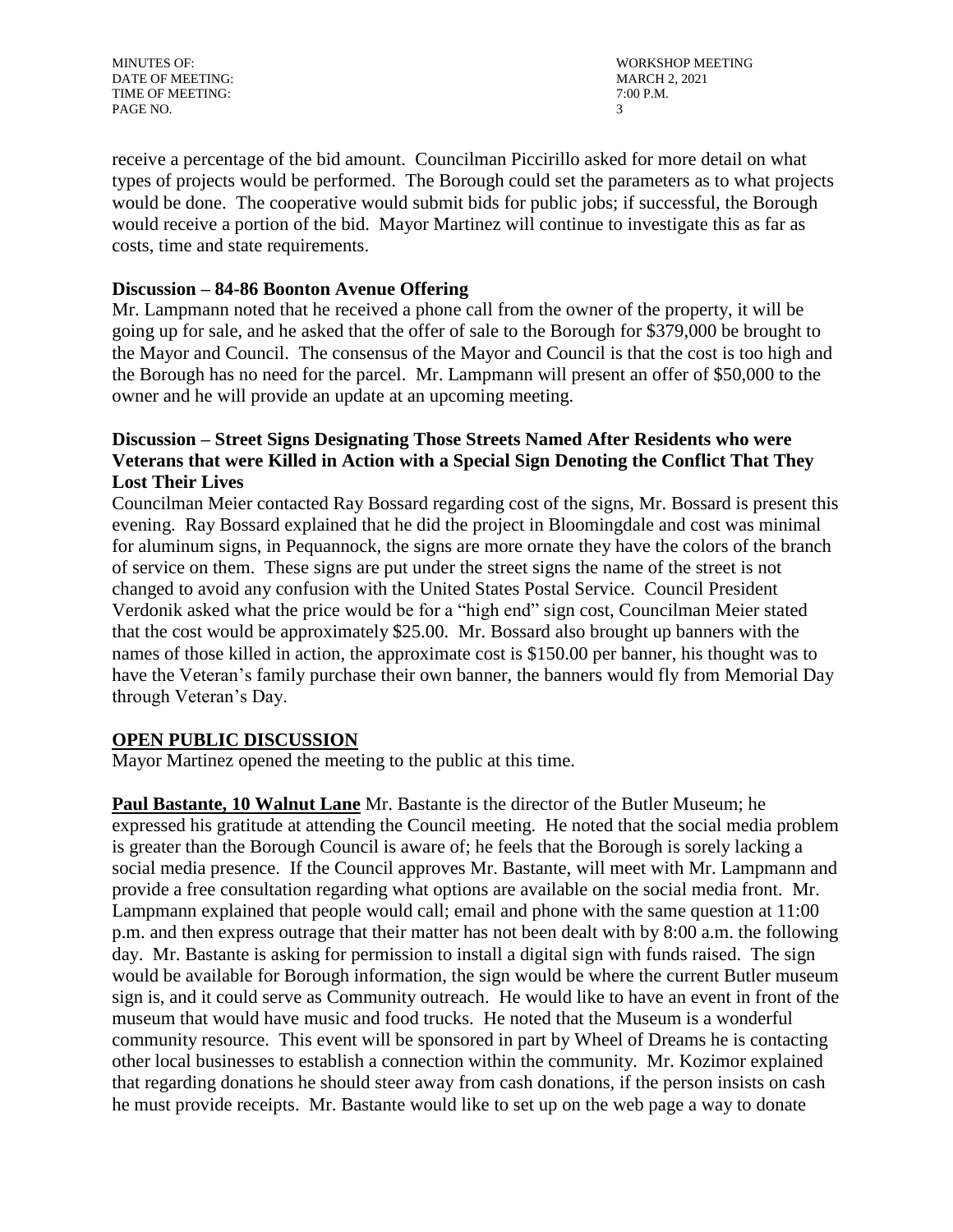receive a percentage of the bid amount. Councilman Piccirillo asked for more detail on what types of projects would be performed. The Borough could set the parameters as to what projects would be done. The cooperative would submit bids for public jobs; if successful, the Borough would receive a portion of the bid. Mayor Martinez will continue to investigate this as far as costs, time and state requirements.

**Discussion – 84-86 Boonton Avenue Offering**

Mr. Lampmann noted that he received a phone call from the owner of the property, it will be going up for sale, and he asked that the offer of sale to the Borough for $379,000 be brought to the Mayor and Council. The consensus of the Mayor and Council is that the cost is too high and the Borough has no need for the parcel. Mr. Lampmann will present an offer of $50,000 to the owner and he will provide an update at an upcoming meeting.

**Discussion – Street Signs Designating Those Streets Named After Residents who were Veterans that were Killed in Action with a Special Sign Denoting the Conflict That They Lost Their Lives**

Councilman Meier contacted Ray Bossard regarding cost of the signs, Mr. Bossard is present this evening. Ray Bossard explained that he did the project in Bloomingdale and cost was minimal for aluminum signs, in Pequannock, the signs are more ornate they have the colors of the branch of service on them. These signs are put under the street signs the name of the street is not changed to avoid any confusion with the United States Postal Service. Council President Verdonik asked what the price would be for a "high end" sign cost, Councilman Meier stated that the cost would be approximately $25.00. Mr. Bossard also brought up banners with the names of those killed in action, the approximate cost is $150.00 per banner, his thought was to have the Veteran's family purchase their own banner, the banners would fly from Memorial Day through Veteran's Day.

**OPEN PUBLIC DISCUSSION**

Mayor Martinez opened the meeting to the public at this time.

**Paul Bastante, 10 Walnut Lane** Mr. Bastante is the director of the Butler Museum; he expressed his gratitude at attending the Council meeting. He noted that the social media problem is greater than the Borough Council is aware of; he feels that the Borough is sorely lacking a social media presence. If the Council approves Mr. Bastante, will meet with Mr. Lampmann and provide a free consultation regarding what options are available on the social media front. Mr. Lampmann explained that people would call; email and phone with the same question at 11:00 p.m. and then express outrage that their matter has not been dealt with by 8:00 a.m. the following day. Mr. Bastante is asking for permission to install a digital sign with funds raised. The sign would be available for Borough information, the sign would be where the current Butler museum sign is, and it could serve as Community outreach. He would like to have an event in front of the museum that would have music and food trucks. He noted that the Museum is a wonderful community resource. This event will be sponsored in part by Wheel of Dreams he is contacting other local businesses to establish a connection within the community. Mr. Kozimor explained that regarding donations he should steer away from cash donations, if the person insists on cash he must provide receipts. Mr. Bastante would like to set up on the web page a way to donate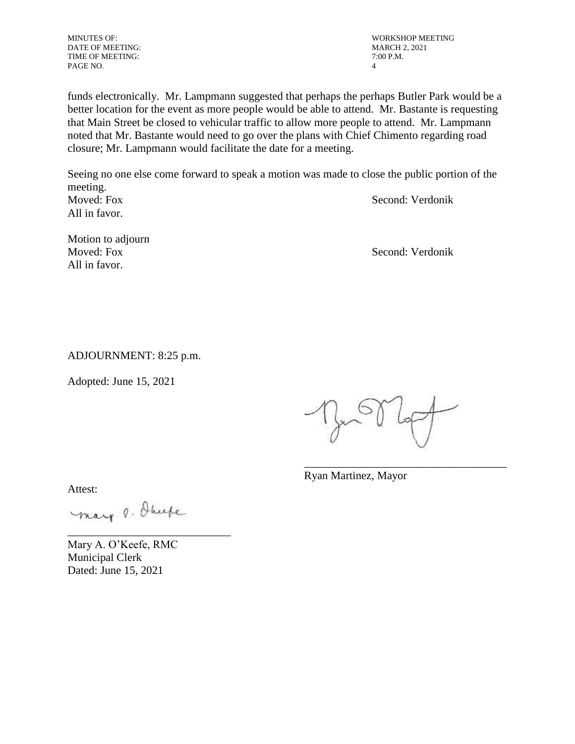funds electronically. Mr. Lampmann suggested that perhaps the perhaps Butler Park would be a better location for the event as more people would be able to attend. Mr. Bastante is requesting that Main Street be closed to vehicular traffic to allow more people to attend. Mr. Lampmann noted that Mr. Bastante would need to go over the plans with Chief Chimento regarding road closure; Mr. Lampmann would facilitate the date for a meeting.

Seeing no one else come forward to speak a motion was made to close the public portion of the meeting.
Moved: Fox Second: Verdonik
All in favor.

Motion to adjourn
Moved: Fox Second: Verdonik
All in favor.

ADJOURNMENT: 8:25 p.m.

Adopted: June 15, 2021

\_\_\_\_\_\_\_\_\_\_\_\_\_\_\_\_\_\_\_\_\_\_\_\_\_\_\_\_\_\_\_\_\_\_\_\_
Ryan Martinez, Mayor

Attest:

\_\_\_\_\_\_\_\_\_\_\_\_\_\_\_\_\_\_\_\_\_\_\_\_\_\_\_\_\_\_
Mary A. O'Keefe, RMC
Municipal Clerk
Dated: June 15, 2021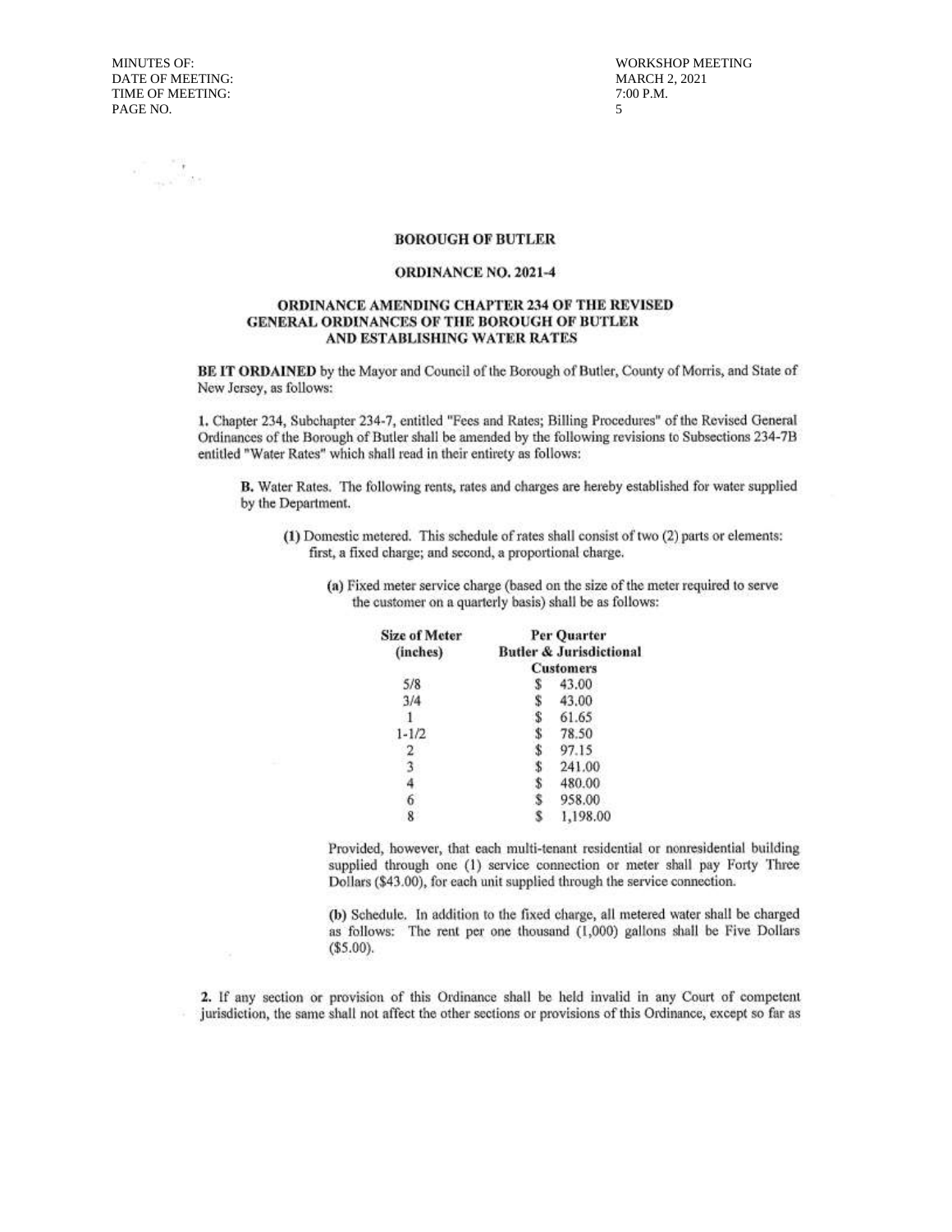**BOROUGH OF BUTLER**

**ORDINANCE NO. 2021-4**

**ORDINANCE AMENDING CHAPTER 234 OF THE REVISED GENERAL ORDINANCES OF THE BOROUGH OF BUTLER AND ESTABLISHING WATER RATES**

**BE IT ORDAINED** by the Mayor and Council of the Borough of Butler, County of Morris, and State of New Jersey, as follows:

**1.** Chapter 234, Subchapter 234-7, entitled "Fees and Rates; Billing Procedures" of the Revised General Ordinances of the Borough of Butler shall be amended by the following revisions to Subsections 234-7B entitled "Water Rates" which shall read in their entirety as follows:

**B.** Water Rates. The following rents, rates and charges are hereby established for water supplied by the Department.

**(1)** Domestic metered. This schedule of rates shall consist of two (2) parts or elements: first, a fixed charge; and second, a proportional charge.

**(a)** Fixed meter service charge (based on the size of the meter required to serve the customer on a quarterly basis) shall be as follows:

| Size of Meter (inches) | Per Quarter Butler & Jurisdictional Customers |
|---|---|
| 5/8 | $ 43.00 |
| 3/4 | $ 43.00 |
| 1 | $ 61.65 |
| 1-1/2 | $ 78.50 |
| 2 | $ 97.15 |
| 3 | $ 241.00 |
| 4 | $ 480.00 |
| 6 | $ 958.00 |
| 8 | $ 1,198.00 |

Provided, however, that each multi-tenant residential or nonresidential building supplied through one (1) service connection or meter shall pay Forty Three Dollars ($43.00), for each unit supplied through the service connection.

**(b)** Schedule. In addition to the fixed charge, all metered water shall be charged as follows: The rent per one thousand (1,000) gallons shall be Five Dollars ($5.00).

**2.** If any section or provision of this Ordinance shall be held invalid in any Court of competent jurisdiction, the same shall not affect the other sections or provisions of this Ordinance, except so far as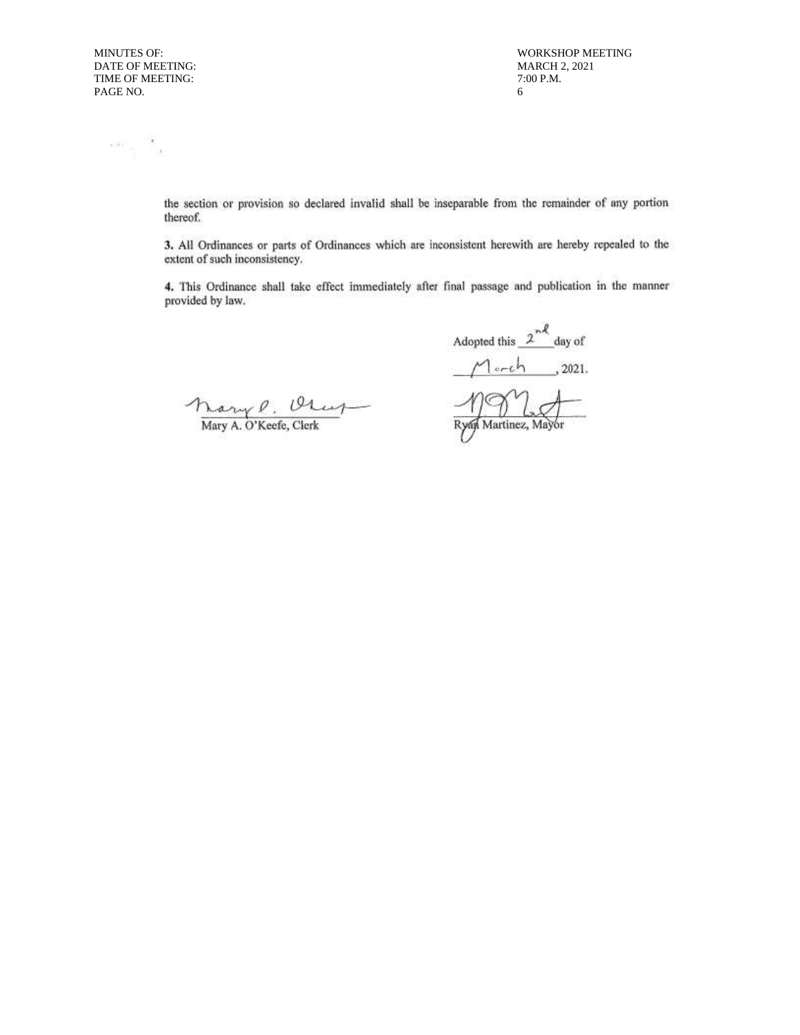the section or provision so declared invalid shall be inseparable from the remainder of any portion thereof.

**3.** All Ordinances or parts of Ordinances which are inconsistent herewith are hereby repealed to the extent of such inconsistency.

**4.** This Ordinance shall take effect immediately after final passage and publication in the manner provided by law.

Adopted this 2nd day of March, 2021.

Mary A. O'Keefe, Clerk

Ryan Martinez, Mayor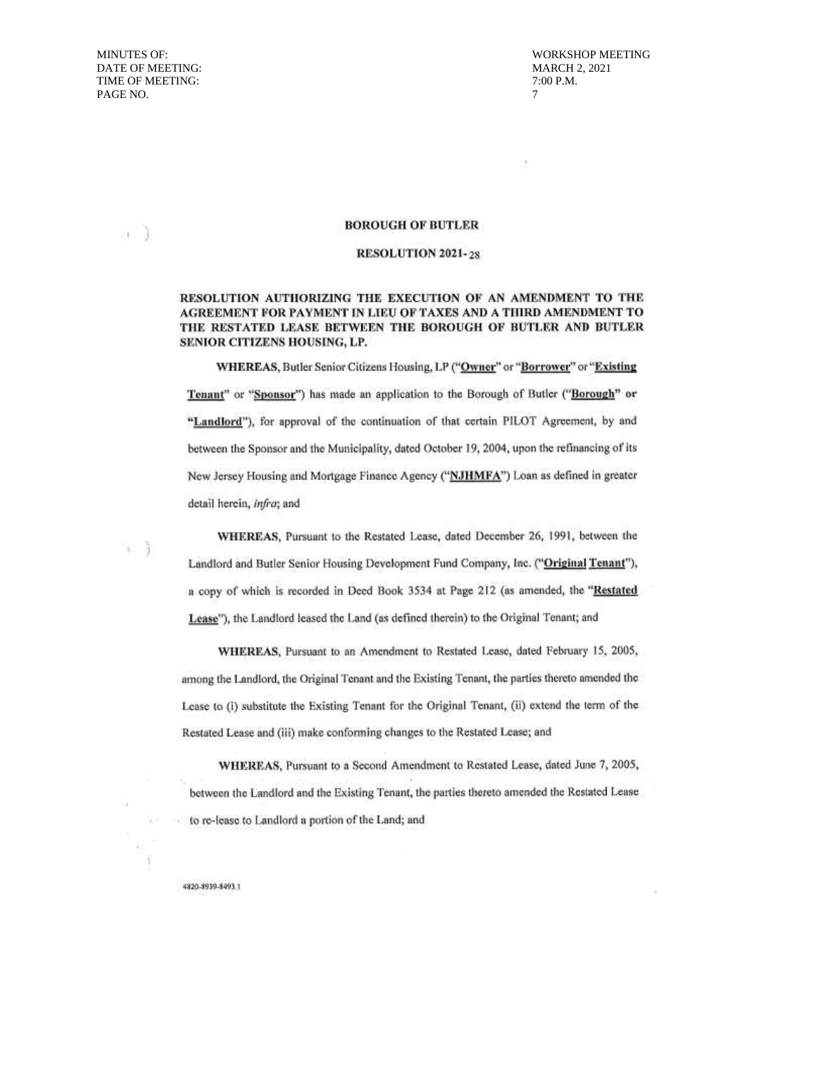**BOROUGH OF BUTLER**

**RESOLUTION 2021-28**

**RESOLUTION AUTHORIZING THE EXECUTION OF AN AMENDMENT TO THE AGREEMENT FOR PAYMENT IN LIEU OF TAXES AND A THIRD AMENDMENT TO THE RESTATED LEASE BETWEEN THE BOROUGH OF BUTLER AND BUTLER SENIOR CITIZENS HOUSING, LP.**

**WHEREAS**, Butler Senior Citizens Housing, LP ("**Owner**" or "**Borrower**" or "**Existing Tenant**" or "**Sponsor**") has made an application to the Borough of Butler ("**Borough**" or "**Landlord**"), for approval of the continuation of that certain PILOT Agreement, by and between the Sponsor and the Municipality, dated October 19, 2004, upon the refinancing of its New Jersey Housing and Mortgage Finance Agency ("**NJHMFA**") Loan as defined in greater detail herein, *infra*; and

**WHEREAS**, Pursuant to the Restated Lease, dated December 26, 1991, between the Landlord and Butler Senior Housing Development Fund Company, Inc. ("**Original Tenant**"), a copy of which is recorded in Deed Book 3534 at Page 212 (as amended, the "**Restated Lease**"), the Landlord leased the Land (as defined therein) to the Original Tenant; and

**WHEREAS**, Pursuant to an Amendment to Restated Lease, dated February 15, 2005, among the Landlord, the Original Tenant and the Existing Tenant, the parties thereto amended the Lease to (i) substitute the Existing Tenant for the Original Tenant, (ii) extend the term of the Restated Lease and (iii) make conforming changes to the Restated Lease; and

**WHEREAS**, Pursuant to a Second Amendment to Restated Lease, dated June 7, 2005, between the Landlord and the Existing Tenant, the parties thereto amended the Restated Lease to re-lease to Landlord a portion of the Land; and

4820-8939-8493.1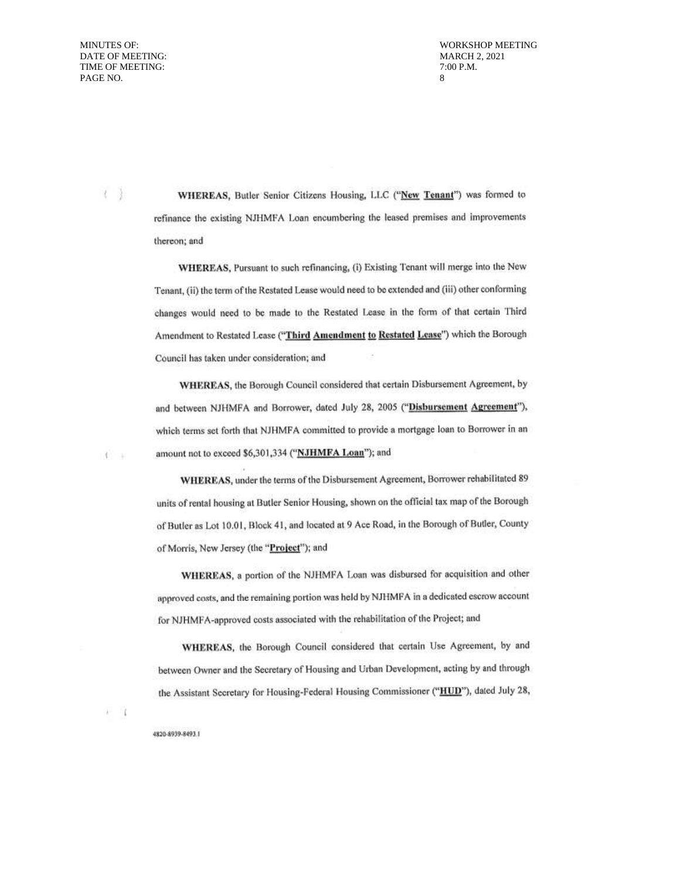**WHEREAS**, Butler Senior Citizens Housing, LLC ("**New Tenant**") was formed to refinance the existing NJHMFA Loan encumbering the leased premises and improvements thereon; and

**WHEREAS**, Pursuant to such refinancing, (i) Existing Tenant will merge into the New Tenant, (ii) the term of the Restated Lease would need to be extended and (iii) other conforming changes would need to be made to the Restated Lease in the form of that certain Third Amendment to Restated Lease ("**Third Amendment to Restated Lease**") which the Borough Council has taken under consideration; and

**WHEREAS**, the Borough Council considered that certain Disbursement Agreement, by and between NJHMFA and Borrower, dated July 28, 2005 ("**Disbursement Agreement**"), which terms set forth that NJHMFA committed to provide a mortgage loan to Borrower in an amount not to exceed $6,301,334 ("**NJHMFA Loan**"); and

**WHEREAS**, under the terms of the Disbursement Agreement, Borrower rehabilitated 89 units of rental housing at Butler Senior Housing, shown on the official tax map of the Borough of Butler as Lot 10.01, Block 41, and located at 9 Ace Road, in the Borough of Butler, County of Morris, New Jersey (the "**Project**"); and

**WHEREAS**, a portion of the NJHMFA Loan was disbursed for acquisition and other approved costs, and the remaining portion was held by NJHMFA in a dedicated escrow account for NJHMFA-approved costs associated with the rehabilitation of the Project; and

**WHEREAS**, the Borough Council considered that certain Use Agreement, by and between Owner and the Secretary of Housing and Urban Development, acting by and through the Assistant Secretary for Housing-Federal Housing Commissioner ("**HUD**"), dated July 28,

4820-8939-8493.1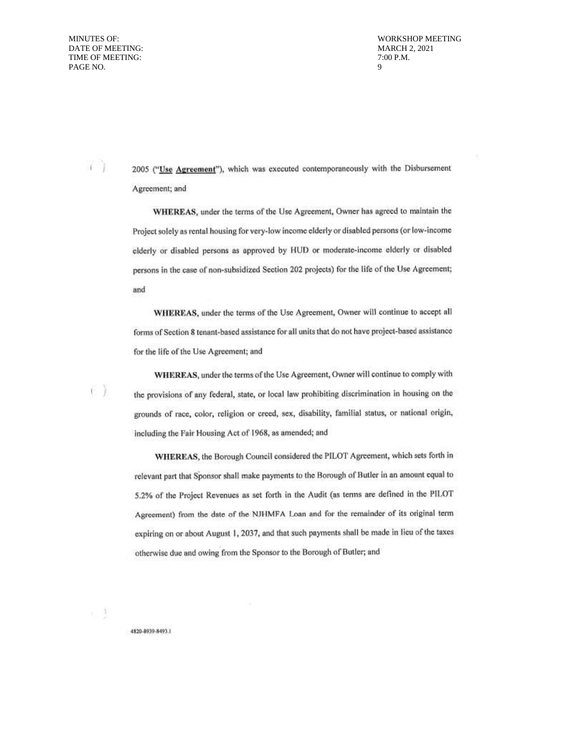2005 ("**Use Agreement**"), which was executed contemporaneously with the Disbursement Agreement; and

**WHEREAS**, under the terms of the Use Agreement, Owner has agreed to maintain the Project solely as rental housing for very-low income elderly or disabled persons (or low-income elderly or disabled persons as approved by HUD or moderate-income elderly or disabled persons in the case of non-subsidized Section 202 projects) for the life of the Use Agreement; and

**WHEREAS**, under the terms of the Use Agreement, Owner will continue to accept all forms of Section 8 tenant-based assistance for all units that do not have project-based assistance for the life of the Use Agreement; and

**WHEREAS**, under the terms of the Use Agreement, Owner will continue to comply with the provisions of any federal, state, or local law prohibiting discrimination in housing on the grounds of race, color, religion or creed, sex, disability, familial status, or national origin, including the Fair Housing Act of 1968, as amended; and

**WHEREAS**, the Borough Council considered the PILOT Agreement, which sets forth in relevant part that Sponsor shall make payments to the Borough of Butler in an amount equal to 5.2% of the Project Revenues as set forth in the Audit (as terms are defined in the PILOT Agreement) from the date of the NJHMFA Loan and for the remainder of its original term expiring on or about August 1, 2037, and that such payments shall be made in lieu of the taxes otherwise due and owing from the Sponsor to the Borough of Butler; and

4820-8939-8493.1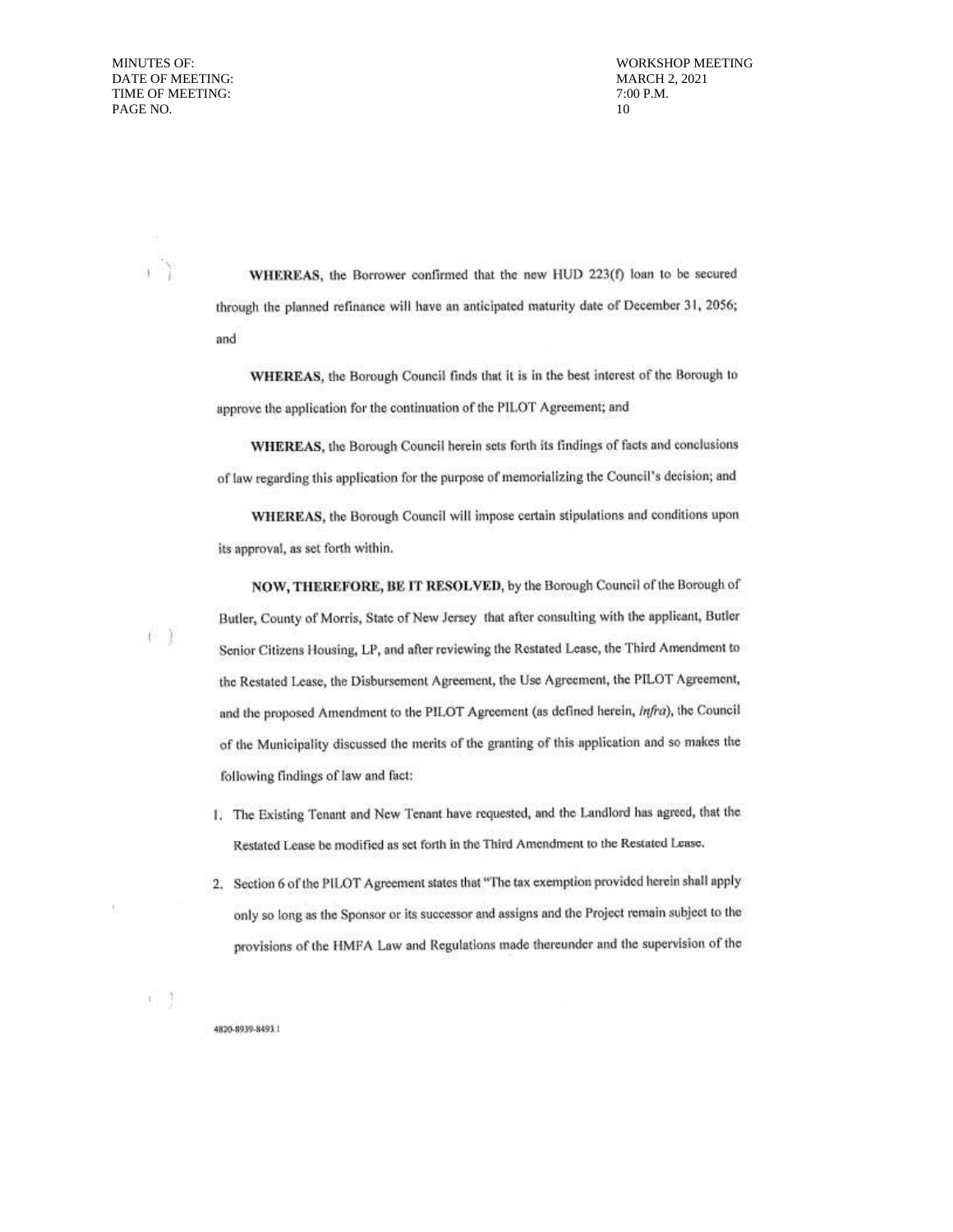**WHEREAS**, the Borrower confirmed that the new HUD 223(f) loan to be secured through the planned refinance will have an anticipated maturity date of December 31, 2056; and

**WHEREAS**, the Borough Council finds that it is in the best interest of the Borough to approve the application for the continuation of the PILOT Agreement; and

**WHEREAS**, the Borough Council herein sets forth its findings of facts and conclusions of law regarding this application for the purpose of memorializing the Council's decision; and

**WHEREAS**, the Borough Council will impose certain stipulations and conditions upon its approval, as set forth within.

**NOW, THEREFORE, BE IT RESOLVED**, by the Borough Council of the Borough of Butler, County of Morris, State of New Jersey that after consulting with the applicant, Butler Senior Citizens Housing, LP, and after reviewing the Restated Lease, the Third Amendment to the Restated Lease, the Disbursement Agreement, the Use Agreement, the PILOT Agreement, and the proposed Amendment to the PILOT Agreement (as defined herein, *Infra*), the Council of the Municipality discussed the merits of the granting of this application and so makes the following findings of law and fact:

1. The Existing Tenant and New Tenant have requested, and the Landlord has agreed, that the Restated Lease be modified as set forth in the Third Amendment to the Restated Lease.
2. Section 6 of the PILOT Agreement states that "The tax exemption provided herein shall apply only so long as the Sponsor or its successor and assigns and the Project remain subject to the provisions of the HMFA Law and Regulations made thereunder and the supervision of the

4820-8939-8493.1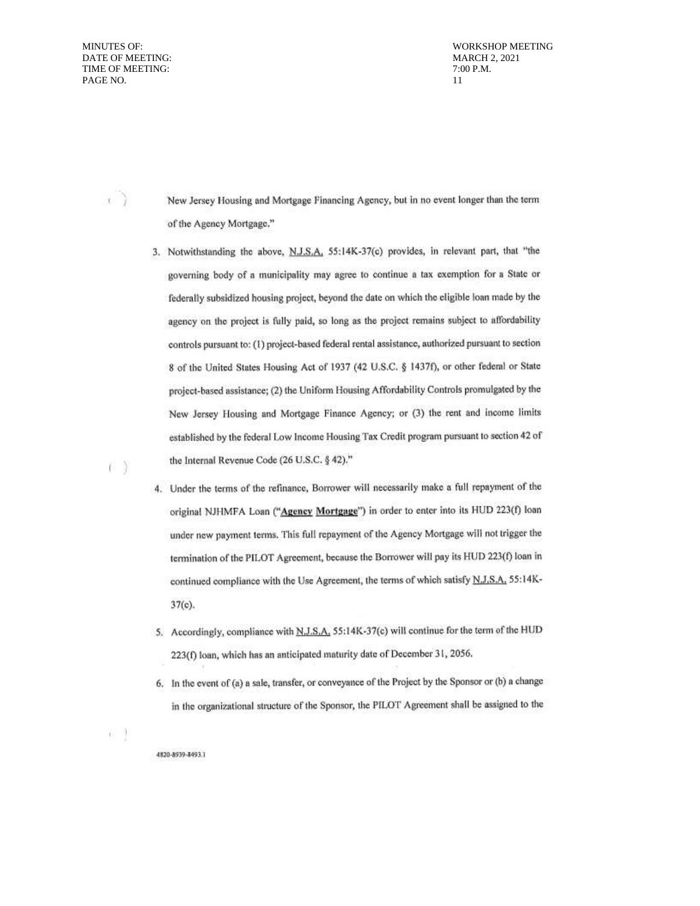New Jersey Housing and Mortgage Financing Agency, but in no event longer than the term of the Agency Mortgage."

3. Notwithstanding the above, N.J.S.A. 55:14K-37(c) provides, in relevant part, that "the governing body of a municipality may agree to continue a tax exemption for a State or federally subsidized housing project, beyond the date on which the eligible loan made by the agency on the project is fully paid, so long as the project remains subject to affordability controls pursuant to: (1) project-based federal rental assistance, authorized pursuant to section 8 of the United States Housing Act of 1937 (42 U.S.C. § 1437f), or other federal or State project-based assistance; (2) the Uniform Housing Affordability Controls promulgated by the New Jersey Housing and Mortgage Finance Agency; or (3) the rent and income limits established by the federal Low Income Housing Tax Credit program pursuant to section 42 of the Internal Revenue Code (26 U.S.C. § 42)."

4. Under the terms of the refinance, Borrower will necessarily make a full repayment of the original NJHMFA Loan ("**Agency Mortgage**") in order to enter into its HUD 223(f) loan under new payment terms. This full repayment of the Agency Mortgage will not trigger the termination of the PILOT Agreement, because the Borrower will pay its HUD 223(f) loan in continued compliance with the Use Agreement, the terms of which satisfy N.J.S.A. 55:14K-37(c).

5. Accordingly, compliance with N.J.S.A. 55:14K-37(c) will continue for the term of the HUD 223(f) loan, which has an anticipated maturity date of December 31, 2056.

6. In the event of (a) a sale, transfer, or conveyance of the Project by the Sponsor or (b) a change in the organizational structure of the Sponsor, the PILOT Agreement shall be assigned to the

4820-8939-8493.1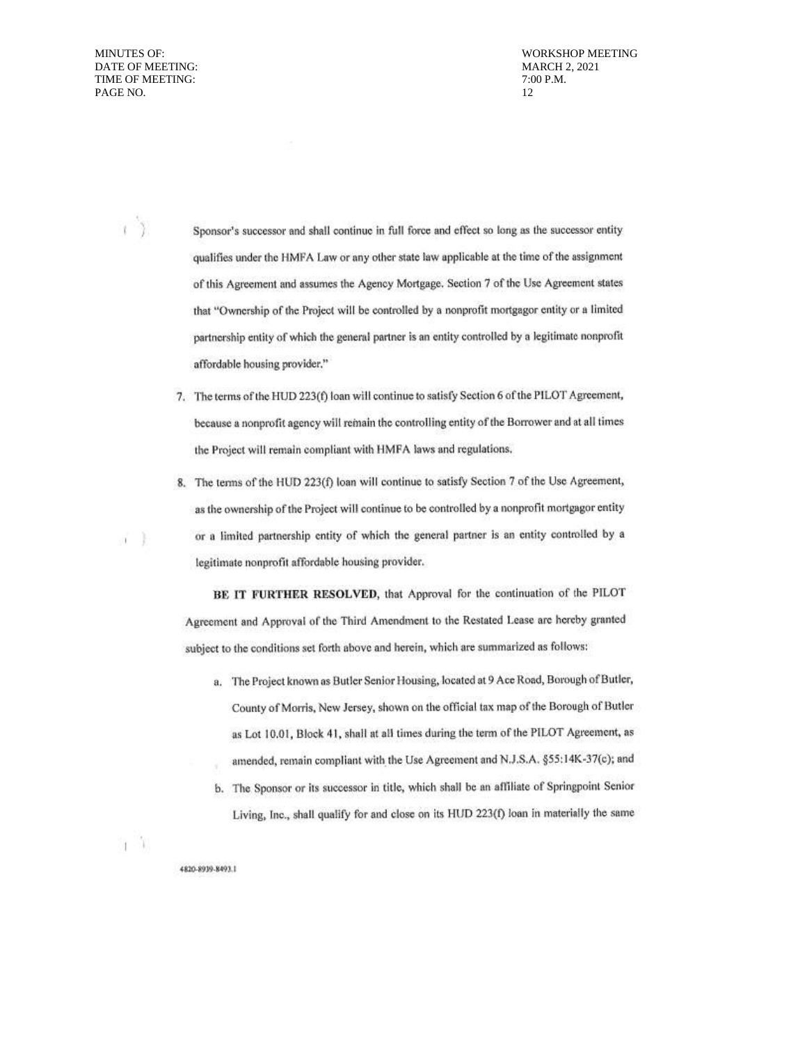Sponsor's successor and shall continue in full force and effect so long as the successor entity qualifies under the HMFA Law or any other state law applicable at the time of the assignment of this Agreement and assumes the Agency Mortgage. Section 7 of the Use Agreement states that "Ownership of the Project will be controlled by a nonprofit mortgagor entity or a limited partnership entity of which the general partner is an entity controlled by a legitimate nonprofit affordable housing provider."

7. The terms of the HUD 223(f) loan will continue to satisfy Section 6 of the PILOT Agreement, because a nonprofit agency will remain the controlling entity of the Borrower and at all times the Project will remain compliant with HMFA laws and regulations.

8. The terms of the HUD 223(f) loan will continue to satisfy Section 7 of the Use Agreement, as the ownership of the Project will continue to be controlled by a nonprofit mortgagor entity or a limited partnership entity of which the general partner is an entity controlled by a legitimate nonprofit affordable housing provider.

**BE IT FURTHER RESOLVED**, that Approval for the continuation of the PILOT Agreement and Approval of the Third Amendment to the Restated Lease are hereby granted subject to the conditions set forth above and herein, which are summarized as follows:

a. The Project known as Butler Senior Housing, located at 9 Ace Road, Borough of Butler, County of Morris, New Jersey, shown on the official tax map of the Borough of Butler as Lot 10.01, Block 41, shall at all times during the term of the PILOT Agreement, as amended, remain compliant with the Use Agreement and N.J.S.A. §55:14K-37(c); and

b. The Sponsor or its successor in title, which shall be an affiliate of Springpoint Senior Living, Inc., shall qualify for and close on its HUD 223(f) loan in materially the same

4820-8939-8493.1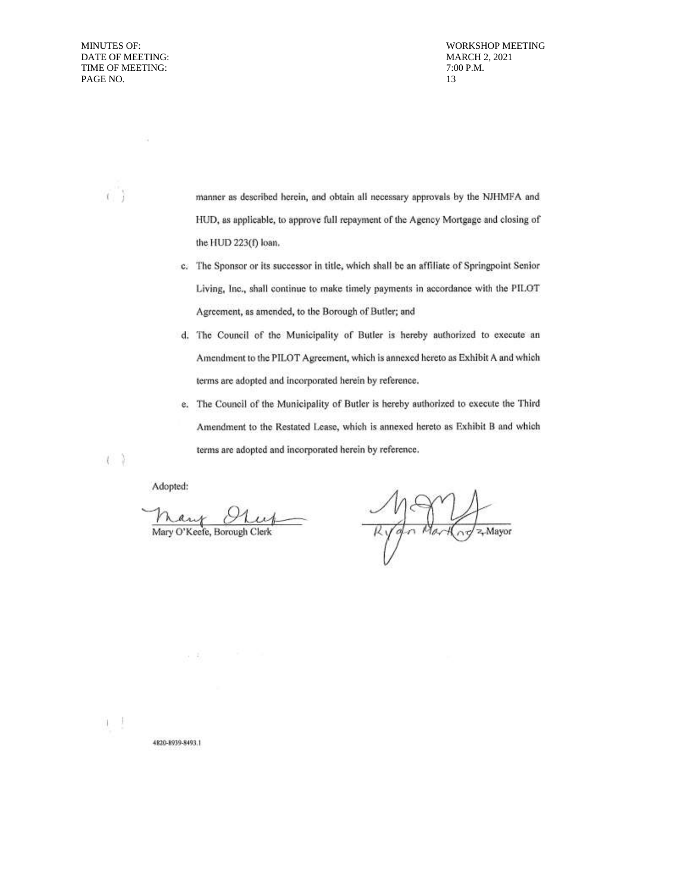manner as described herein, and obtain all necessary approvals by the NJHMFA and HUD, as applicable, to approve full repayment of the Agency Mortgage and closing of the HUD 223(f) loan.

c. The Sponsor or its successor in title, which shall be an affiliate of Springpoint Senior Living, Inc., shall continue to make timely payments in accordance with the PILOT Agreement, as amended, to the Borough of Butler; and

d. The Council of the Municipality of Butler is hereby authorized to execute an Amendment to the PILOT Agreement, which is annexed hereto as Exhibit A and which terms are adopted and incorporated herein by reference.

e. The Council of the Municipality of Butler is hereby authorized to execute the Third Amendment to the Restated Lease, which is annexed hereto as Exhibit B and which terms are adopted and incorporated herein by reference.

Adopted:

Mary O'Keefe, Borough Clerk

Ryan Martinez, Mayor

4820-8939-8493.1